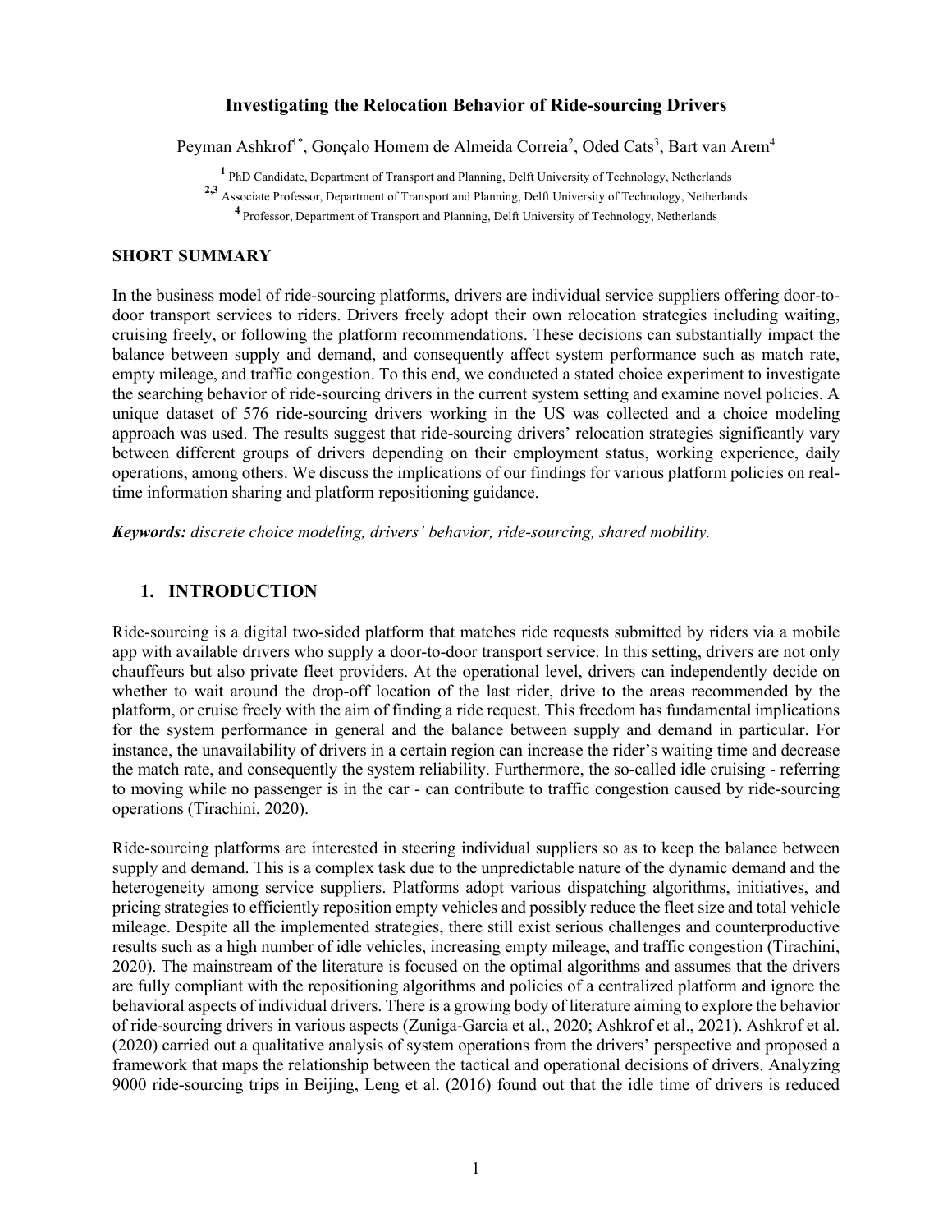# Investigating the Relocation Behavior of Ride-sourcing Drivers

Peyman Ashkrof[1*], Gonçalo Homem de Almeida Correia[2], Oded Cats[3], Bart van Arem[4]

[1] PhD Candidate, Department of Transport and Planning, Delft University of Technology, Netherlands

[2,3] Associate Professor, Department of Transport and Planning, Delft University of Technology, Netherlands

[4] Professor, Department of Transport and Planning, Delft University of Technology, Netherlands

## SHORT SUMMARY

In the business model of ride-sourcing platforms, drivers are individual service suppliers offering door-to-door transport services to riders. Drivers freely adopt their own relocation strategies including waiting, cruising freely, or following the platform recommendations. These decisions can substantially impact the balance between supply and demand, and consequently affect system performance such as match rate, empty mileage, and traffic congestion. To this end, we conducted a stated choice experiment to investigate the searching behavior of ride-sourcing drivers in the current system setting and examine novel policies. A unique dataset of 576 ride-sourcing drivers working in the US was collected and a choice modeling approach was used. The results suggest that ride-sourcing drivers' relocation strategies significantly vary between different groups of drivers depending on their employment status, working experience, daily operations, among others. We discuss the implications of our findings for various platform policies on real-time information sharing and platform repositioning guidance.

***Keywords:*** *discrete choice modeling, drivers' behavior, ride-sourcing, shared mobility.*

## 1. INTRODUCTION

Ride-sourcing is a digital two-sided platform that matches ride requests submitted by riders via a mobile app with available drivers who supply a door-to-door transport service. In this setting, drivers are not only chauffeurs but also private fleet providers. At the operational level, drivers can independently decide on whether to wait around the drop-off location of the last rider, drive to the areas recommended by the platform, or cruise freely with the aim of finding a ride request. This freedom has fundamental implications for the system performance in general and the balance between supply and demand in particular. For instance, the unavailability of drivers in a certain region can increase the rider's waiting time and decrease the match rate, and consequently the system reliability. Furthermore, the so-called idle cruising - referring to moving while no passenger is in the car - can contribute to traffic congestion caused by ride-sourcing operations (Tirachini, 2020).

Ride-sourcing platforms are interested in steering individual suppliers so as to keep the balance between supply and demand. This is a complex task due to the unpredictable nature of the dynamic demand and the heterogeneity among service suppliers. Platforms adopt various dispatching algorithms, initiatives, and pricing strategies to efficiently reposition empty vehicles and possibly reduce the fleet size and total vehicle mileage. Despite all the implemented strategies, there still exist serious challenges and counterproductive results such as a high number of idle vehicles, increasing empty mileage, and traffic congestion (Tirachini, 2020). The mainstream of the literature is focused on the optimal algorithms and assumes that the drivers are fully compliant with the repositioning algorithms and policies of a centralized platform and ignore the behavioral aspects of individual drivers. There is a growing body of literature aiming to explore the behavior of ride-sourcing drivers in various aspects (Zuniga-Garcia et al., 2020; Ashkrof et al., 2021). Ashkrof et al. (2020) carried out a qualitative analysis of system operations from the drivers' perspective and proposed a framework that maps the relationship between the tactical and operational decisions of drivers. Analyzing 9000 ride-sourcing trips in Beijing, Leng et al. (2016) found out that the idle time of drivers is reduced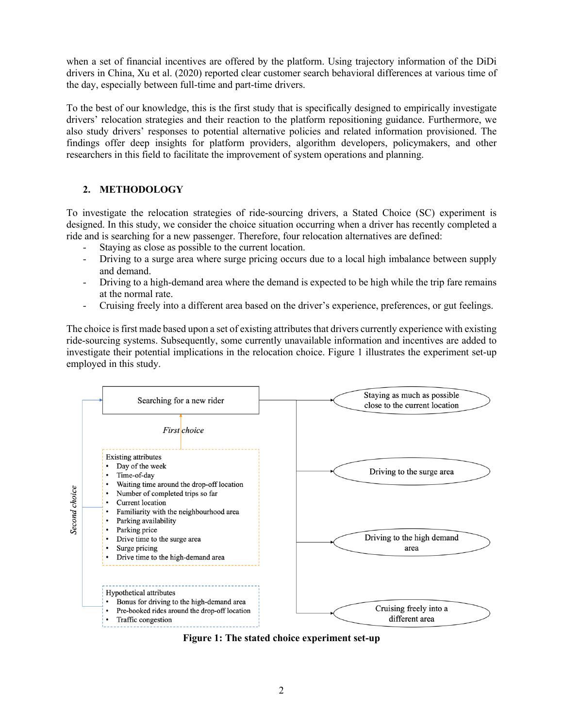when a set of financial incentives are offered by the platform. Using trajectory information of the DiDi drivers in China, Xu et al. (2020) reported clear customer search behavioral differences at various time of the day, especially between full-time and part-time drivers.

To the best of our knowledge, this is the first study that is specifically designed to empirically investigate drivers' relocation strategies and their reaction to the platform repositioning guidance. Furthermore, we also study drivers' responses to potential alternative policies and related information provisioned. The findings offer deep insights for platform providers, algorithm developers, policymakers, and other researchers in this field to facilitate the improvement of system operations and planning.

## 2. METHODOLOGY

To investigate the relocation strategies of ride-sourcing drivers, a Stated Choice (SC) experiment is designed. In this study, we consider the choice situation occurring when a driver has recently completed a ride and is searching for a new passenger. Therefore, four relocation alternatives are defined:

- Staying as close as possible to the current location.
- Driving to a surge area where surge pricing occurs due to a local high imbalance between supply and demand.
- Driving to a high-demand area where the demand is expected to be high while the trip fare remains at the normal rate.
- Cruising freely into a different area based on the driver's experience, preferences, or gut feelings.

The choice is first made based upon a set of existing attributes that drivers currently experience with existing ride-sourcing systems. Subsequently, some currently unavailable information and incentives are added to investigate their potential implications in the relocation choice. Figure 1 illustrates the experiment set-up employed in this study.

**Figure 1: The stated choice experiment set-up**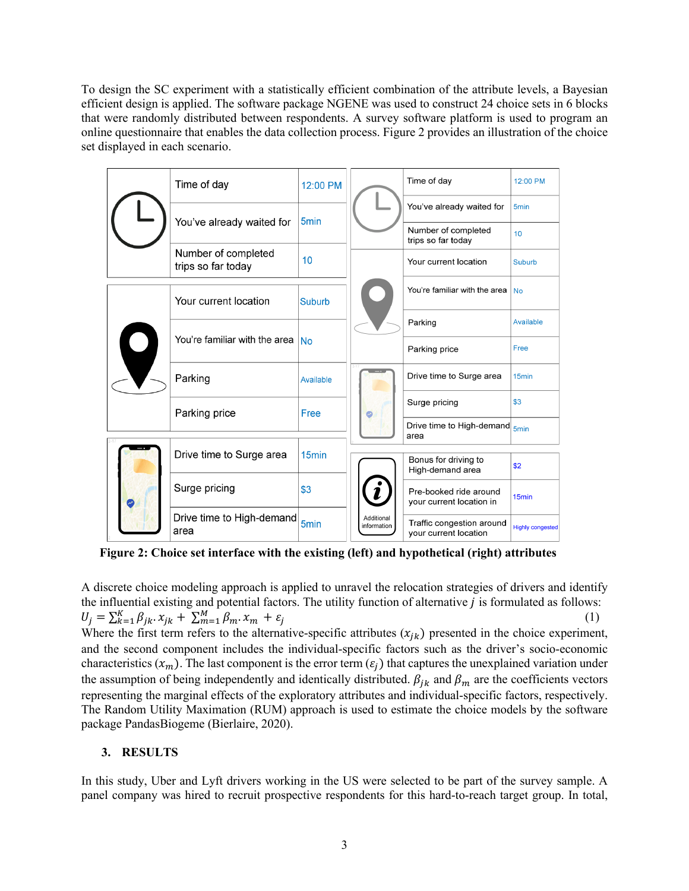To design the SC experiment with a statistically efficient combination of the attribute levels, a Bayesian efficient design is applied. The software package NGENE was used to construct 24 choice sets in 6 blocks that were randomly distributed between respondents. A survey software platform is used to program an online questionnaire that enables the data collection process. Figure 2 provides an illustration of the choice set displayed in each scenario.

| Attribute | Level |
|---|---|
| Time of day | 12:00 PM |
| You've already waited for | 5min |
| Number of completed trips so far today | 10 |
| Your current location | Suburb |
| You're familiar with the area | No |
| Parking | Available |
| Parking price | Free |
| Drive time to Surge area | 15min |
| Surge pricing | $3 |
| Drive time to High-demand area | 5min |

| Attribute | Level |
|---|---|
| Time of day | 12:00 PM |
| You've already waited for | 5min |
| Number of completed trips so far today | 10 |
| Your current location | Suburb |
| You're familiar with the area | No |
| Parking | Available |
| Parking price | Free |
| Drive time to Surge area | 15min |
| Surge pricing | $3 |
| Drive time to High-demand area | 5min |
| Bonus for driving to High-demand area | $2 |
| Pre-booked ride around your current location in | 15min |
| Traffic congestion around your current location | Highly congested |

Additional information

**Figure 2: Choice set interface with the existing (left) and hypothetical (right) attributes**

A discrete choice modeling approach is applied to unravel the relocation strategies of drivers and identify the influential existing and potential factors. The utility function of alternative $j$ is formulated as follows:

$$U_j = \sum_{k=1}^{K} \beta_{jk} . x_{jk} + \sum_{m=1}^{M} \beta_m . x_m + \varepsilon_j \quad (1)$$

Where the first term refers to the alternative-specific attributes ($x_{jk}$) presented in the choice experiment, and the second component includes the individual-specific factors such as the driver's socio-economic characteristics ($x_m$). The last component is the error term ($\varepsilon_j$) that captures the unexplained variation under the assumption of being independently and identically distributed. $\beta_{jk}$ and $\beta_m$ are the coefficients vectors representing the marginal effects of the exploratory attributes and individual-specific factors, respectively. The Random Utility Maximation (RUM) approach is used to estimate the choice models by the software package PandasBiogeme (Bierlaire, 2020).

## 3. RESULTS

In this study, Uber and Lyft drivers working in the US were selected to be part of the survey sample. A panel company was hired to recruit prospective respondents for this hard-to-reach target group. In total,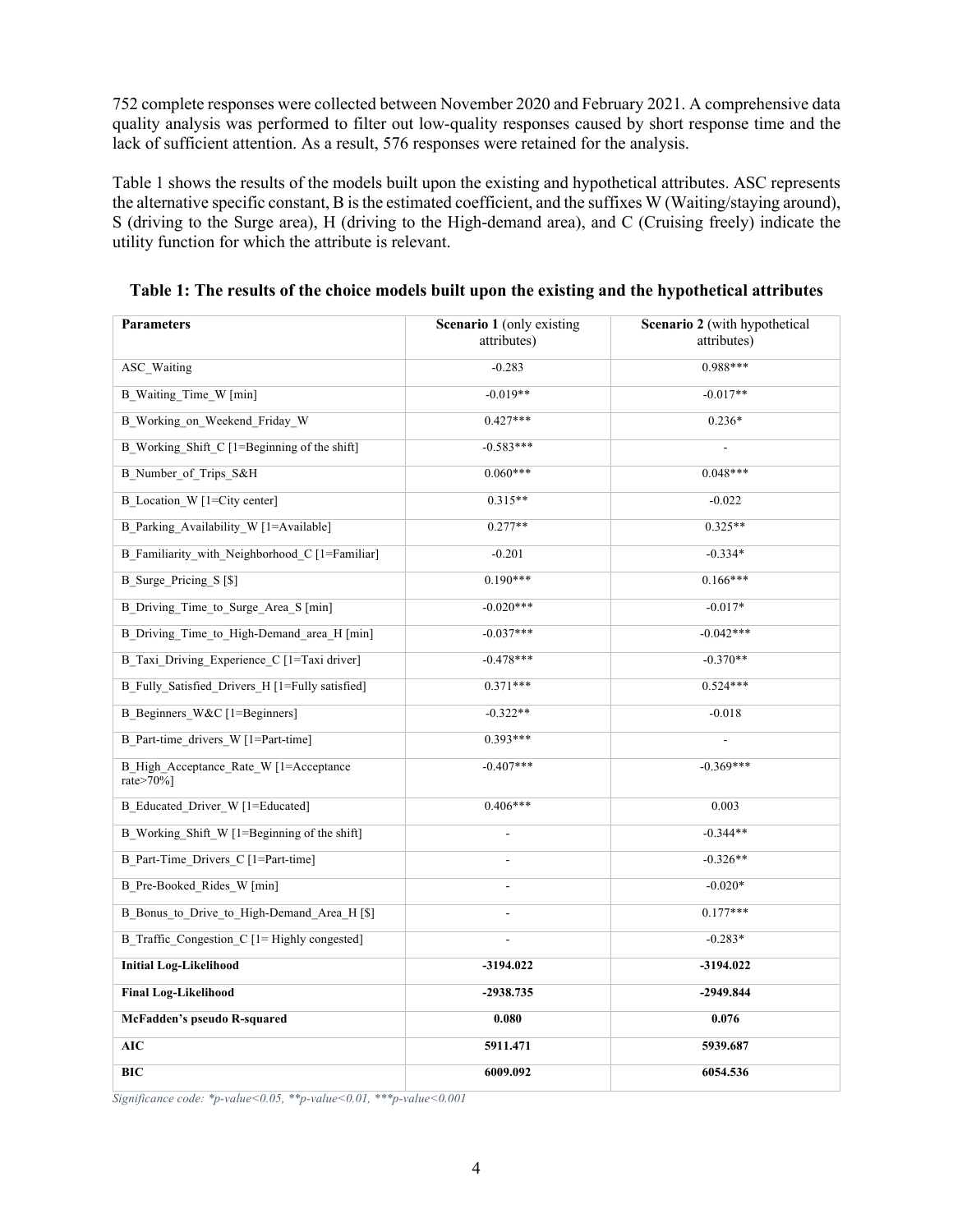752 complete responses were collected between November 2020 and February 2021. A comprehensive data quality analysis was performed to filter out low-quality responses caused by short response time and the lack of sufficient attention. As a result, 576 responses were retained for the analysis.

Table 1 shows the results of the models built upon the existing and hypothetical attributes. ASC represents the alternative specific constant, B is the estimated coefficient, and the suffixes W (Waiting/staying around), S (driving to the Surge area), H (driving to the High-demand area), and C (Cruising freely) indicate the utility function for which the attribute is relevant.

**Table 1: The results of the choice models built upon the existing and the hypothetical attributes**

| **Parameters** | **Scenario 1** (only existing attributes) | **Scenario 2** (with hypothetical attributes) |
|---|---|---|
| ASC_Waiting | -0.283 | 0.988*** |
| B_Waiting_Time_W [min] | -0.019** | -0.017** |
| B_Working_on_Weekend_Friday_W | 0.427*** | 0.236* |
| B_Working_Shift_C [1=Beginning of the shift] | -0.583*** | - |
| B_Number_of_Trips_S&H | 0.060*** | 0.048*** |
| B_Location_W [1=City center] | 0.315** | -0.022 |
| B_Parking_Availability_W [1=Available] | 0.277** | 0.325** |
| B_Familiarity_with_Neighborhood_C [1=Familiar] | -0.201 | -0.334* |
| B_Surge_Pricing_S [$] | 0.190*** | 0.166*** |
| B_Driving_Time_to_Surge_Area_S [min] | -0.020*** | -0.017* |
| B_Driving_Time_to_High-Demand_area_H [min] | -0.037*** | -0.042*** |
| B_Taxi_Driving_Experience_C [1=Taxi driver] | -0.478*** | -0.370** |
| B_Fully_Satisfied_Drivers_H [1=Fully satisfied] | 0.371*** | 0.524*** |
| B_Beginners_W&C [1=Beginners] | -0.322** | -0.018 |
| B_Part-time_drivers_W [1=Part-time] | 0.393*** | - |
| B_High_Acceptance_Rate_W [1=Acceptance rate>70%] | -0.407*** | -0.369*** |
| B_Educated_Driver_W [1=Educated] | 0.406*** | 0.003 |
| B_Working_Shift_W [1=Beginning of the shift] | - | -0.344** |
| B_Part-Time_Drivers_C [1=Part-time] | - | -0.326** |
| B_Pre-Booked_Rides_W [min] | - | -0.020* |
| B_Bonus_to_Drive_to_High-Demand_Area_H [$] | - | 0.177*** |
| B_Traffic_Congestion_C [1= Highly congested] | - | -0.283* |
| **Initial Log-Likelihood** | **-3194.022** | **-3194.022** |
| **Final Log-Likelihood** | **-2938.735** | **-2949.844** |
| **McFadden's pseudo R-squared** | **0.080** | **0.076** |
| **AIC** | **5911.471** | **5939.687** |
| **BIC** | **6009.092** | **6054.536** |

*Significance code: *p-value<0.05, **p-value<0.01, ***p-value<0.001*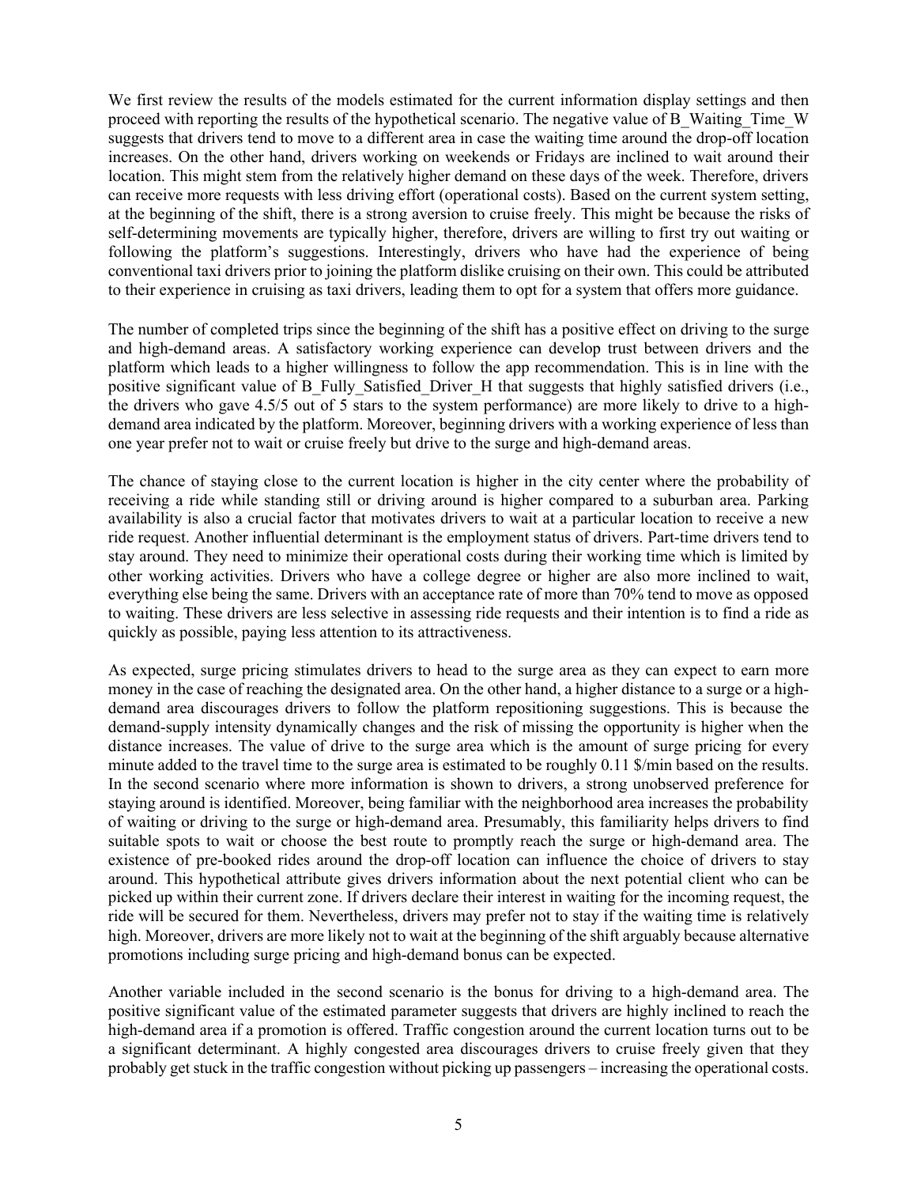We first review the results of the models estimated for the current information display settings and then proceed with reporting the results of the hypothetical scenario. The negative value of B_Waiting_Time_W suggests that drivers tend to move to a different area in case the waiting time around the drop-off location increases. On the other hand, drivers working on weekends or Fridays are inclined to wait around their location. This might stem from the relatively higher demand on these days of the week. Therefore, drivers can receive more requests with less driving effort (operational costs). Based on the current system setting, at the beginning of the shift, there is a strong aversion to cruise freely. This might be because the risks of self-determining movements are typically higher, therefore, drivers are willing to first try out waiting or following the platform's suggestions. Interestingly, drivers who have had the experience of being conventional taxi drivers prior to joining the platform dislike cruising on their own. This could be attributed to their experience in cruising as taxi drivers, leading them to opt for a system that offers more guidance.

The number of completed trips since the beginning of the shift has a positive effect on driving to the surge and high-demand areas. A satisfactory working experience can develop trust between drivers and the platform which leads to a higher willingness to follow the app recommendation. This is in line with the positive significant value of B_Fully_Satisfied_Driver_H that suggests that highly satisfied drivers (i.e., the drivers who gave 4.5/5 out of 5 stars to the system performance) are more likely to drive to a high-demand area indicated by the platform. Moreover, beginning drivers with a working experience of less than one year prefer not to wait or cruise freely but drive to the surge and high-demand areas.

The chance of staying close to the current location is higher in the city center where the probability of receiving a ride while standing still or driving around is higher compared to a suburban area. Parking availability is also a crucial factor that motivates drivers to wait at a particular location to receive a new ride request. Another influential determinant is the employment status of drivers. Part-time drivers tend to stay around. They need to minimize their operational costs during their working time which is limited by other working activities. Drivers who have a college degree or higher are also more inclined to wait, everything else being the same. Drivers with an acceptance rate of more than 70% tend to move as opposed to waiting. These drivers are less selective in assessing ride requests and their intention is to find a ride as quickly as possible, paying less attention to its attractiveness.

As expected, surge pricing stimulates drivers to head to the surge area as they can expect to earn more money in the case of reaching the designated area. On the other hand, a higher distance to a surge or a high-demand area discourages drivers to follow the platform repositioning suggestions. This is because the demand-supply intensity dynamically changes and the risk of missing the opportunity is higher when the distance increases. The value of drive to the surge area which is the amount of surge pricing for every minute added to the travel time to the surge area is estimated to be roughly 0.11 $/min based on the results. In the second scenario where more information is shown to drivers, a strong unobserved preference for staying around is identified. Moreover, being familiar with the neighborhood area increases the probability of waiting or driving to the surge or high-demand area. Presumably, this familiarity helps drivers to find suitable spots to wait or choose the best route to promptly reach the surge or high-demand area. The existence of pre-booked rides around the drop-off location can influence the choice of drivers to stay around. This hypothetical attribute gives drivers information about the next potential client who can be picked up within their current zone. If drivers declare their interest in waiting for the incoming request, the ride will be secured for them. Nevertheless, drivers may prefer not to stay if the waiting time is relatively high. Moreover, drivers are more likely not to wait at the beginning of the shift arguably because alternative promotions including surge pricing and high-demand bonus can be expected.

Another variable included in the second scenario is the bonus for driving to a high-demand area. The positive significant value of the estimated parameter suggests that drivers are highly inclined to reach the high-demand area if a promotion is offered. Traffic congestion around the current location turns out to be a significant determinant. A highly congested area discourages drivers to cruise freely given that they probably get stuck in the traffic congestion without picking up passengers – increasing the operational costs.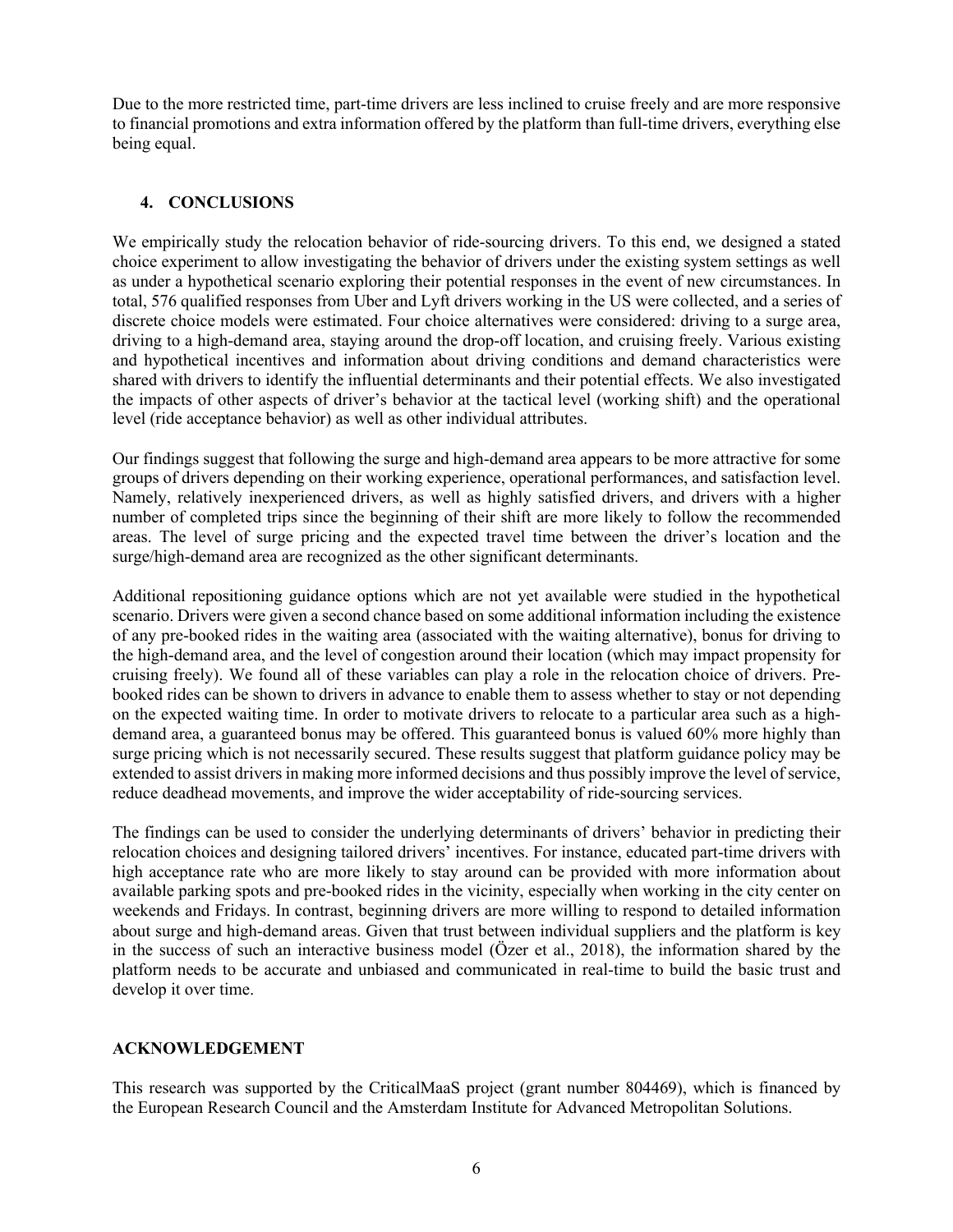Due to the more restricted time, part-time drivers are less inclined to cruise freely and are more responsive to financial promotions and extra information offered by the platform than full-time drivers, everything else being equal.

## 4. CONCLUSIONS

We empirically study the relocation behavior of ride-sourcing drivers. To this end, we designed a stated choice experiment to allow investigating the behavior of drivers under the existing system settings as well as under a hypothetical scenario exploring their potential responses in the event of new circumstances. In total, 576 qualified responses from Uber and Lyft drivers working in the US were collected, and a series of discrete choice models were estimated. Four choice alternatives were considered: driving to a surge area, driving to a high-demand area, staying around the drop-off location, and cruising freely. Various existing and hypothetical incentives and information about driving conditions and demand characteristics were shared with drivers to identify the influential determinants and their potential effects. We also investigated the impacts of other aspects of driver's behavior at the tactical level (working shift) and the operational level (ride acceptance behavior) as well as other individual attributes.

Our findings suggest that following the surge and high-demand area appears to be more attractive for some groups of drivers depending on their working experience, operational performances, and satisfaction level. Namely, relatively inexperienced drivers, as well as highly satisfied drivers, and drivers with a higher number of completed trips since the beginning of their shift are more likely to follow the recommended areas. The level of surge pricing and the expected travel time between the driver's location and the surge/high-demand area are recognized as the other significant determinants.

Additional repositioning guidance options which are not yet available were studied in the hypothetical scenario. Drivers were given a second chance based on some additional information including the existence of any pre-booked rides in the waiting area (associated with the waiting alternative), bonus for driving to the high-demand area, and the level of congestion around their location (which may impact propensity for cruising freely). We found all of these variables can play a role in the relocation choice of drivers. Pre-booked rides can be shown to drivers in advance to enable them to assess whether to stay or not depending on the expected waiting time. In order to motivate drivers to relocate to a particular area such as a high-demand area, a guaranteed bonus may be offered. This guaranteed bonus is valued 60% more highly than surge pricing which is not necessarily secured. These results suggest that platform guidance policy may be extended to assist drivers in making more informed decisions and thus possibly improve the level of service, reduce deadhead movements, and improve the wider acceptability of ride-sourcing services.

The findings can be used to consider the underlying determinants of drivers' behavior in predicting their relocation choices and designing tailored drivers' incentives. For instance, educated part-time drivers with high acceptance rate who are more likely to stay around can be provided with more information about available parking spots and pre-booked rides in the vicinity, especially when working in the city center on weekends and Fridays. In contrast, beginning drivers are more willing to respond to detailed information about surge and high-demand areas. Given that trust between individual suppliers and the platform is key in the success of such an interactive business model (Özer et al., 2018), the information shared by the platform needs to be accurate and unbiased and communicated in real-time to build the basic trust and develop it over time.

## ACKNOWLEDGEMENT

This research was supported by the CriticalMaaS project (grant number 804469), which is financed by the European Research Council and the Amsterdam Institute for Advanced Metropolitan Solutions.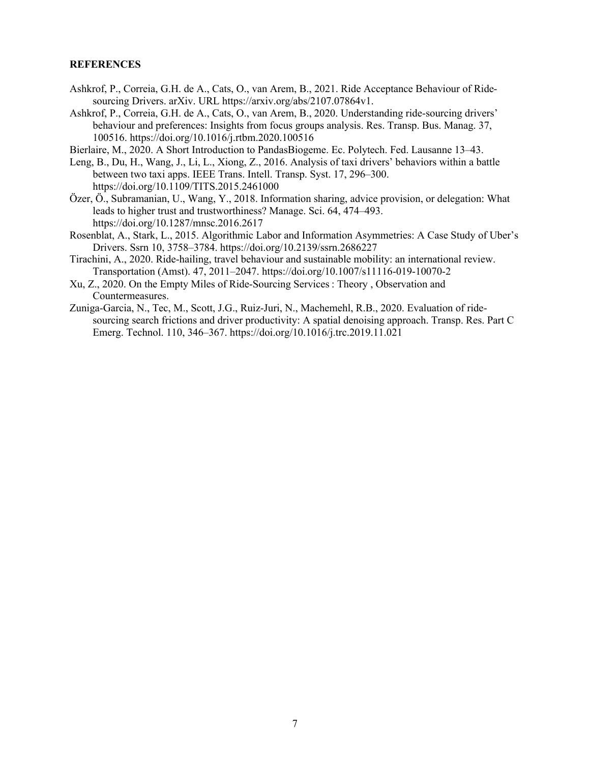## REFERENCES

Ashkrof, P., Correia, G.H. de A., Cats, O., van Arem, B., 2021. Ride Acceptance Behaviour of Ride-sourcing Drivers. arXiv. URL https://arxiv.org/abs/2107.07864v1.

Ashkrof, P., Correia, G.H. de A., Cats, O., van Arem, B., 2020. Understanding ride-sourcing drivers' behaviour and preferences: Insights from focus groups analysis. Res. Transp. Bus. Manag. 37, 100516. https://doi.org/10.1016/j.rtbm.2020.100516

Bierlaire, M., 2020. A Short Introduction to PandasBiogeme. Ec. Polytech. Fed. Lausanne 13–43.

Leng, B., Du, H., Wang, J., Li, L., Xiong, Z., 2016. Analysis of taxi drivers' behaviors within a battle between two taxi apps. IEEE Trans. Intell. Transp. Syst. 17, 296–300. https://doi.org/10.1109/TITS.2015.2461000

Özer, Ö., Subramanian, U., Wang, Y., 2018. Information sharing, advice provision, or delegation: What leads to higher trust and trustworthiness? Manage. Sci. 64, 474–493. https://doi.org/10.1287/mnsc.2016.2617

Rosenblat, A., Stark, L., 2015. Algorithmic Labor and Information Asymmetries: A Case Study of Uber's Drivers. Ssrn 10, 3758–3784. https://doi.org/10.2139/ssrn.2686227

Tirachini, A., 2020. Ride-hailing, travel behaviour and sustainable mobility: an international review. Transportation (Amst). 47, 2011–2047. https://doi.org/10.1007/s11116-019-10070-2

Xu, Z., 2020. On the Empty Miles of Ride-Sourcing Services : Theory , Observation and Countermeasures.

Zuniga-Garcia, N., Tec, M., Scott, J.G., Ruiz-Juri, N., Machemehl, R.B., 2020. Evaluation of ride-sourcing search frictions and driver productivity: A spatial denoising approach. Transp. Res. Part C Emerg. Technol. 110, 346–367. https://doi.org/10.1016/j.trc.2019.11.021